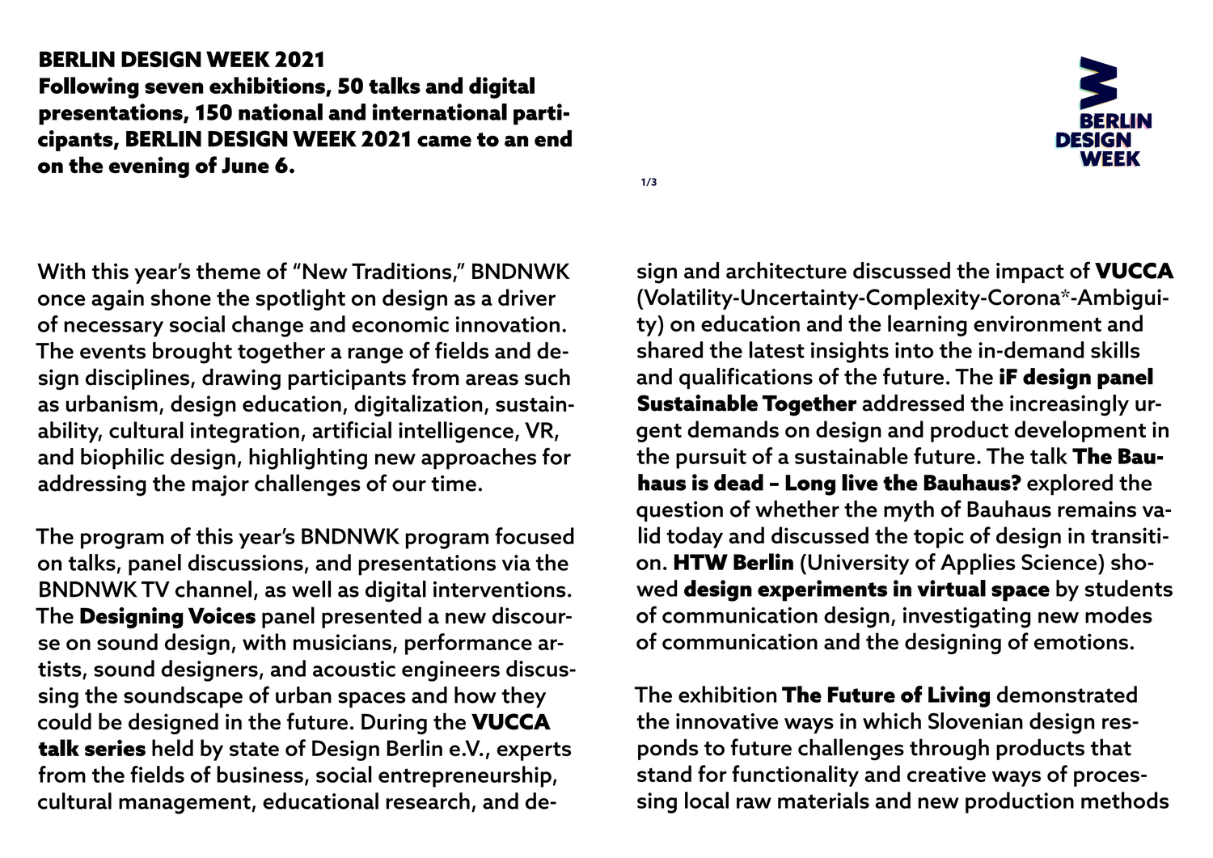# BERLIN DESIGN WEEK 2021

**Following seven exhibitions, 50 talks and digital presentations, 150 national and international participants, BERLIN DESIGN WEEK 2021 came to an end on the evening of June 6.**

With this year's theme of "New Traditions," BNDNWK once again shone the spotlight on design as a driver of necessary social change and economic innovation. The events brought together a range of fields and design disciplines, drawing participants from areas such as urbanism, design education, digitalization, sustainability, cultural integration, artificial intelligence, VR, and biophilic design, highlighting new approaches for addressing the major challenges of our time.

The program of this year's BNDNWK program focused on talks, panel discussions, and presentations via the BNDNWK TV channel, as well as digital interventions. The **Designing Voices** panel presented a new discourse on sound design, with musicians, performance artists, sound designers, and acoustic engineers discussing the soundscape of urban spaces and how they could be designed in the future. During the **VUCCA talk series** held by state of Design Berlin e.V., experts from the fields of business, social entrepreneurship, cultural management, educational research, and design and architecture discussed the impact of **VUCCA** (Volatility-Uncertainty-Complexity-Corona*-Ambiguity) on education and the learning environment and shared the latest insights into the in-demand skills and qualifications of the future. The **iF design panel Sustainable Together** addressed the increasingly urgent demands on design and product development in the pursuit of a sustainable future. The talk **The Bauhaus is dead – Long live the Bauhaus?** explored the question of whether the myth of Bauhaus remains valid today and discussed the topic of design in transition. **HTW Berlin** (University of Applies Science) showed **design experiments in virtual space** by students of communication design, investigating new modes of communication and the designing of emotions.

The exhibition **The Future of Living** demonstrated the innovative ways in which Slovenian design responds to future challenges through products that stand for functionality and creative ways of processing local raw materials and new production methods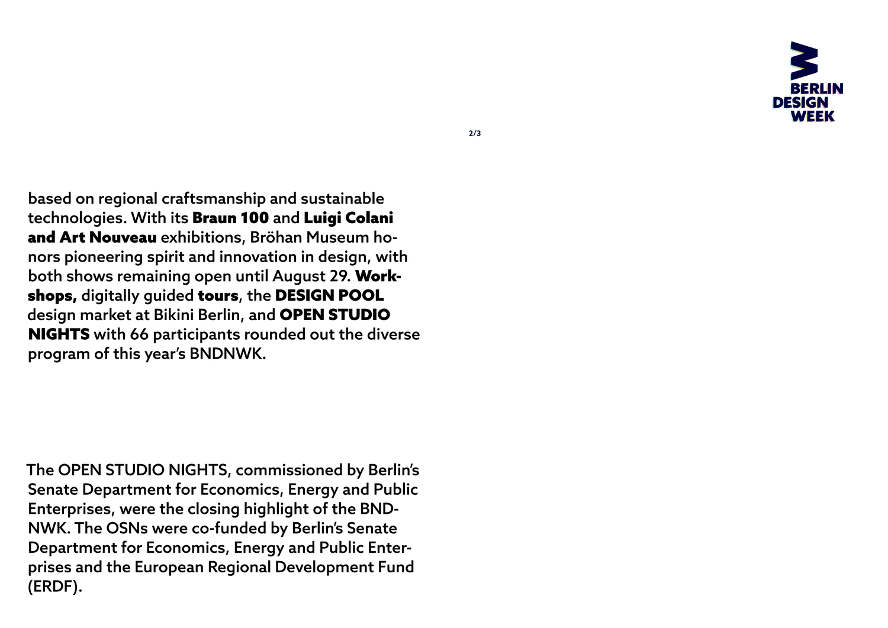based on regional craftsmanship and sustainable technologies. With its **Braun 100** and **Luigi Colani and Art Nouveau** exhibitions, Bröhan Museum honors pioneering spirit and innovation in design, with both shows remaining open until August 29. **Workshops,** digitally guided **tours**, the **DESIGN POOL** design market at Bikini Berlin, and **OPEN STUDIO NIGHTS** with 66 participants rounded out the diverse program of this year's BNDNWK.

The OPEN STUDIO NIGHTS, commissioned by Berlin's Senate Department for Economics, Energy and Public Enterprises, were the closing highlight of the BNDNWK. The OSNs were co-funded by Berlin's Senate Department for Economics, Energy and Public Enterprises and the European Regional Development Fund (ERDF).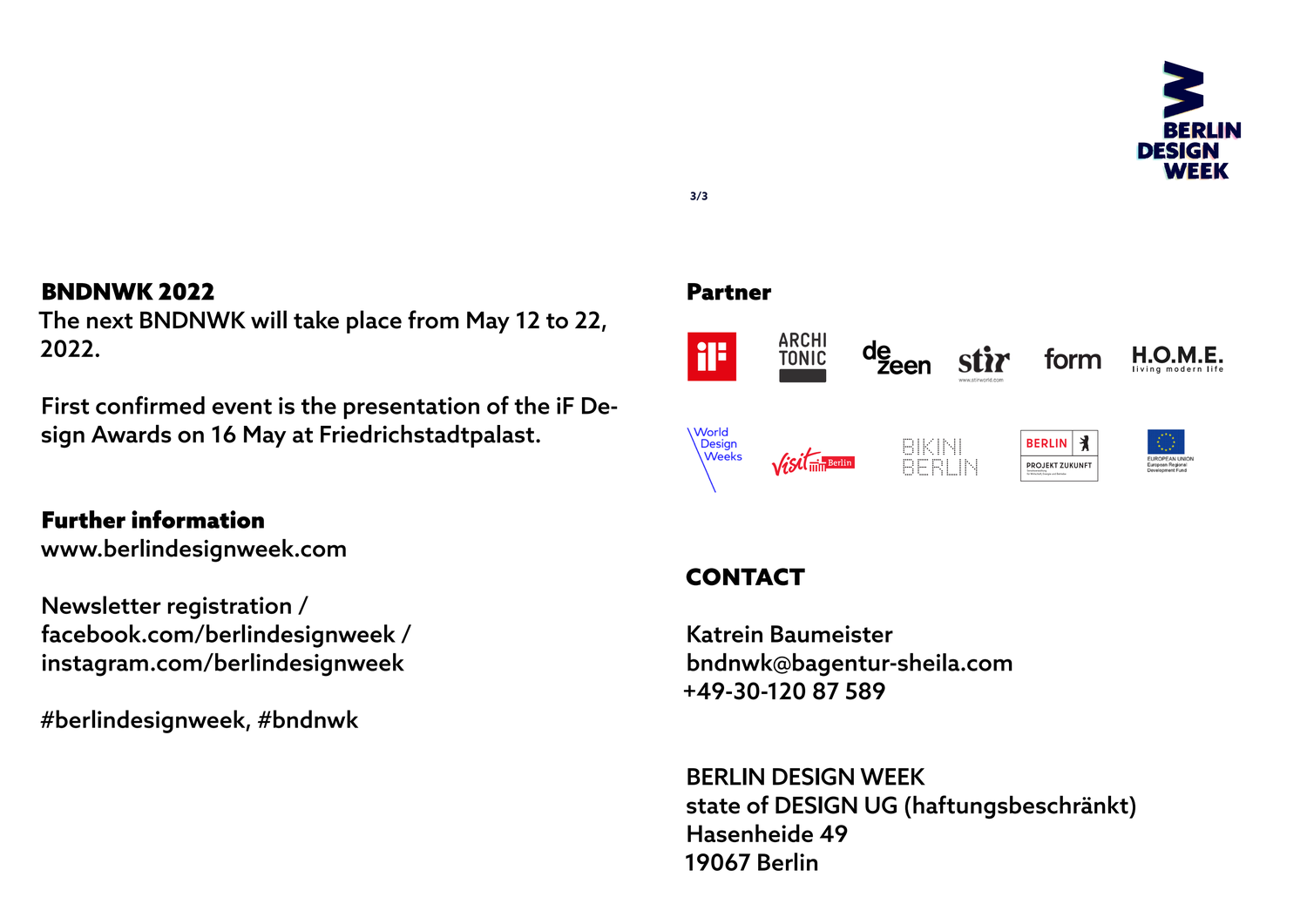## BNDNWK 2022

The next BNDNWK will take place from May 12 to 22, 2022.

First confirmed event is the presentation of the iF Design Awards on 16 May at Friedrichstadtpalast.

## Further information

www.berlindesignweek.com

Newsletter registration /
facebook.com/berlindesignweek /
instagram.com/berlindesignweek

#berlindesignweek, #bndnwk

## Partner

## CONTACT

Katrein Baumeister
bndnwk@bagentur-sheila.com
+49-30-120 87 589

BERLIN DESIGN WEEK
state of DESIGN UG (haftungsbeschränkt)
Hasenheide 49
19067 Berlin